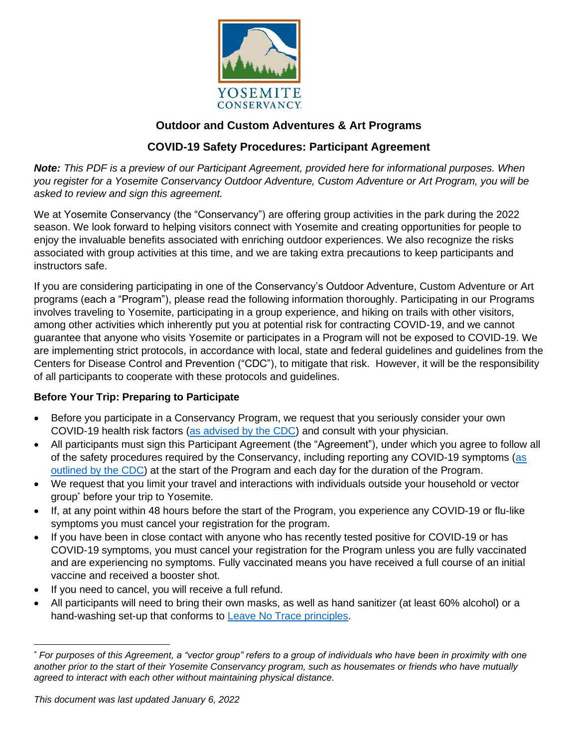YOSEMITE CONSERVANCY

## Outdoor and Custom Adventures & Art Programs

## COVID-19 Safety Procedures: Participant Agreement

***Note:*** *This PDF is a preview of our Participant Agreement, provided here for informational purposes. When you register for a Yosemite Conservancy Outdoor Adventure, Custom Adventure or Art Program, you will be asked to review and sign this agreement.*

We at Yosemite Conservancy (the "Conservancy") are offering group activities in the park during the 2022 season. We look forward to helping visitors connect with Yosemite and creating opportunities for people to enjoy the invaluable benefits associated with enriching outdoor experiences. We also recognize the risks associated with group activities at this time, and we are taking extra precautions to keep participants and instructors safe.

If you are considering participating in one of the Conservancy's Outdoor Adventure, Custom Adventure or Art programs (each a "Program"), please read the following information thoroughly. Participating in our Programs involves traveling to Yosemite, participating in a group experience, and hiking on trails with other visitors, among other activities which inherently put you at potential risk for contracting COVID-19, and we cannot guarantee that anyone who visits Yosemite or participates in a Program will not be exposed to COVID-19. We are implementing strict protocols, in accordance with local, state and federal guidelines and guidelines from the Centers for Disease Control and Prevention ("CDC"), to mitigate that risk. However, it will be the responsibility of all participants to cooperate with these protocols and guidelines.

### Before Your Trip: Preparing to Participate

- Before you participate in a Conservancy Program, we request that you seriously consider your own COVID-19 health risk factors (as advised by the CDC) and consult with your physician.
- All participants must sign this Participant Agreement (the "Agreement"), under which you agree to follow all of the safety procedures required by the Conservancy, including reporting any COVID-19 symptoms (as outlined by the CDC) at the start of the Program and each day for the duration of the Program.
- We request that you limit your travel and interactions with individuals outside your household or vector group* before your trip to Yosemite.
- If, at any point within 48 hours before the start of the Program, you experience any COVID-19 or flu-like symptoms you must cancel your registration for the program.
- If you have been in close contact with anyone who has recently tested positive for COVID-19 or has COVID-19 symptoms, you must cancel your registration for the Program unless you are fully vaccinated and are experiencing no symptoms. Fully vaccinated means you have received a full course of an initial vaccine and received a booster shot.
- If you need to cancel, you will receive a full refund.
- All participants will need to bring their own masks, as well as hand sanitizer (at least 60% alcohol) or a hand-washing set-up that conforms to Leave No Trace principles.

---

\* *For purposes of this Agreement, a "vector group" refers to a group of individuals who have been in proximity with one another prior to the start of their Yosemite Conservancy program, such as housemates or friends who have mutually agreed to interact with each other without maintaining physical distance.*

*This document was last updated January 6, 2022*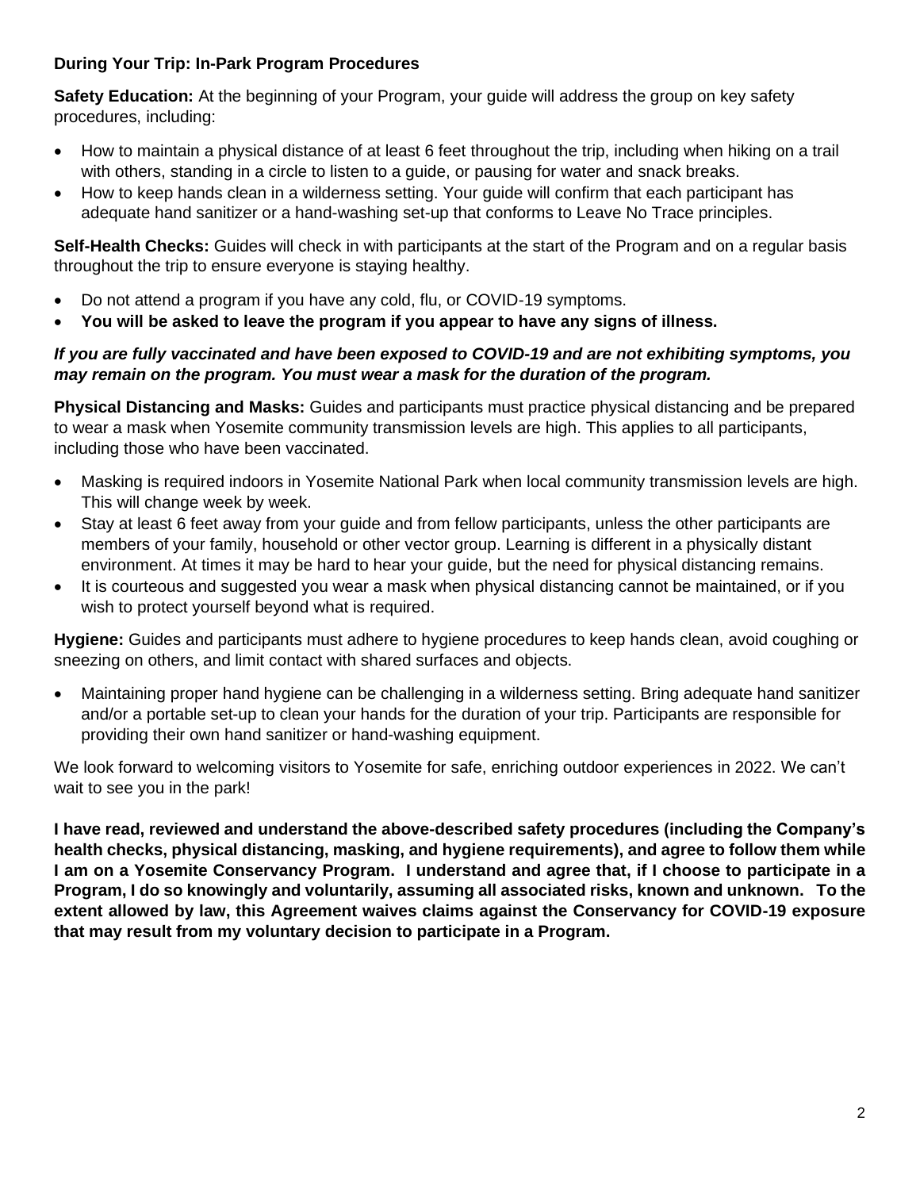**During Your Trip: In-Park Program Procedures**

**Safety Education:** At the beginning of your Program, your guide will address the group on key safety procedures, including:

- How to maintain a physical distance of at least 6 feet throughout the trip, including when hiking on a trail with others, standing in a circle to listen to a guide, or pausing for water and snack breaks.
- How to keep hands clean in a wilderness setting. Your guide will confirm that each participant has adequate hand sanitizer or a hand-washing set-up that conforms to Leave No Trace principles.

**Self-Health Checks:** Guides will check in with participants at the start of the Program and on a regular basis throughout the trip to ensure everyone is staying healthy.

- Do not attend a program if you have any cold, flu, or COVID-19 symptoms.
- **You will be asked to leave the program if you appear to have any signs of illness.**

***If you are fully vaccinated and have been exposed to COVID-19 and are not exhibiting symptoms, you may remain on the program. You must wear a mask for the duration of the program.***

**Physical Distancing and Masks:** Guides and participants must practice physical distancing and be prepared to wear a mask when Yosemite community transmission levels are high. This applies to all participants, including those who have been vaccinated.

- Masking is required indoors in Yosemite National Park when local community transmission levels are high. This will change week by week.
- Stay at least 6 feet away from your guide and from fellow participants, unless the other participants are members of your family, household or other vector group. Learning is different in a physically distant environment. At times it may be hard to hear your guide, but the need for physical distancing remains.
- It is courteous and suggested you wear a mask when physical distancing cannot be maintained, or if you wish to protect yourself beyond what is required.

**Hygiene:** Guides and participants must adhere to hygiene procedures to keep hands clean, avoid coughing or sneezing on others, and limit contact with shared surfaces and objects.

- Maintaining proper hand hygiene can be challenging in a wilderness setting. Bring adequate hand sanitizer and/or a portable set-up to clean your hands for the duration of your trip. Participants are responsible for providing their own hand sanitizer or hand-washing equipment.

We look forward to welcoming visitors to Yosemite for safe, enriching outdoor experiences in 2022. We can't wait to see you in the park!

**I have read, reviewed and understand the above-described safety procedures (including the Company's health checks, physical distancing, masking, and hygiene requirements), and agree to follow them while I am on a Yosemite Conservancy Program. I understand and agree that, if I choose to participate in a Program, I do so knowingly and voluntarily, assuming all associated risks, known and unknown. To the extent allowed by law, this Agreement waives claims against the Conservancy for COVID-19 exposure that may result from my voluntary decision to participate in a Program.**